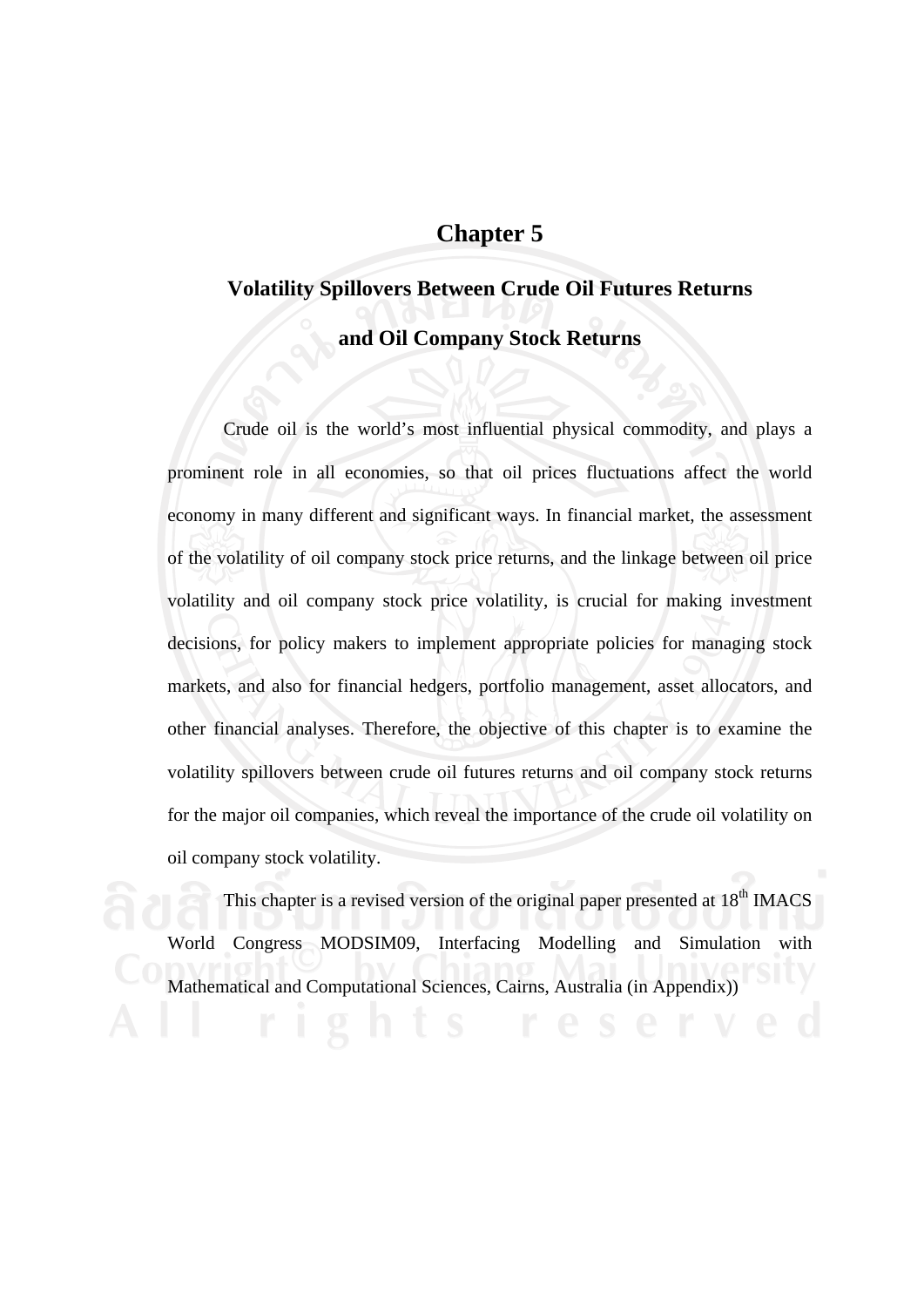# Chapter 5

## Volatility Spillovers Between Crude Oil Futures Returns and Oil Company Stock Returns

Crude oil is the world's most influential physical commodity, and plays a prominent role in all economies, so that oil prices fluctuations affect the world economy in many different and significant ways. In financial market, the assessment of the volatility of oil company stock price returns, and the linkage between oil price volatility and oil company stock price volatility, is crucial for making investment decisions, for policy makers to implement appropriate policies for managing stock markets, and also for financial hedgers, portfolio management, asset allocators, and other financial analyses. Therefore, the objective of this chapter is to examine the volatility spillovers between crude oil futures returns and oil company stock returns for the major oil companies, which reveal the importance of the crude oil volatility on oil company stock volatility.

This chapter is a revised version of the original paper presented at $18^{th}$ IMACS World Congress MODSIM09, Interfacing Modelling and Simulation with Mathematical and Computational Sciences, Cairns, Australia (in Appendix))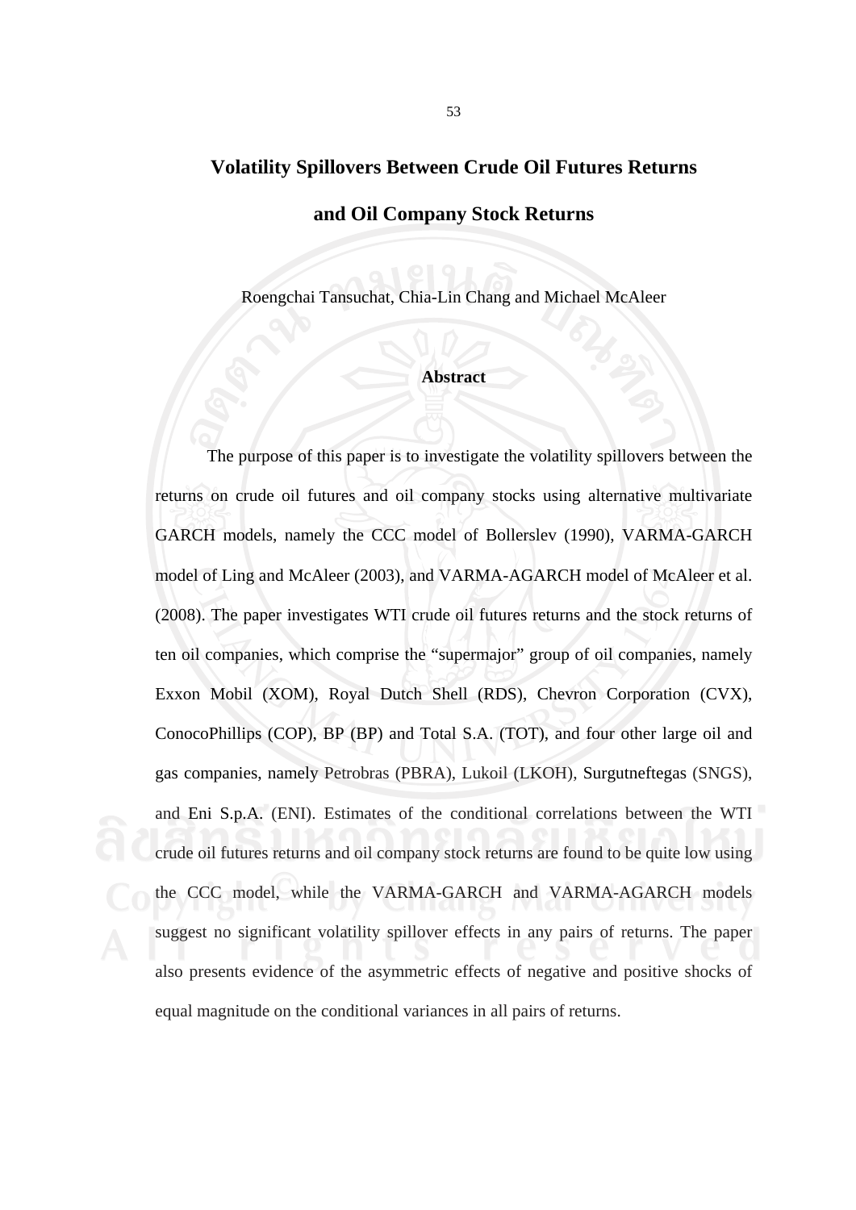# Volatility Spillovers Between Crude Oil Futures Returns and Oil Company Stock Returns

Roengchai Tansuchat, Chia-Lin Chang and Michael McAleer

## Abstract

The purpose of this paper is to investigate the volatility spillovers between the returns on crude oil futures and oil company stocks using alternative multivariate GARCH models, namely the CCC model of Bollerslev (1990), VARMA-GARCH model of Ling and McAleer (2003), and VARMA-AGARCH model of McAleer et al. (2008). The paper investigates WTI crude oil futures returns and the stock returns of ten oil companies, which comprise the "supermajor" group of oil companies, namely Exxon Mobil (XOM), Royal Dutch Shell (RDS), Chevron Corporation (CVX), ConocoPhillips (COP), BP (BP) and Total S.A. (TOT), and four other large oil and gas companies, namely Petrobras (PBRA), Lukoil (LKOH), Surgutneftegas (SNGS), and Eni S.p.A. (ENI). Estimates of the conditional correlations between the WTI crude oil futures returns and oil company stock returns are found to be quite low using the CCC model, while the VARMA-GARCH and VARMA-AGARCH models suggest no significant volatility spillover effects in any pairs of returns. The paper also presents evidence of the asymmetric effects of negative and positive shocks of equal magnitude on the conditional variances in all pairs of returns.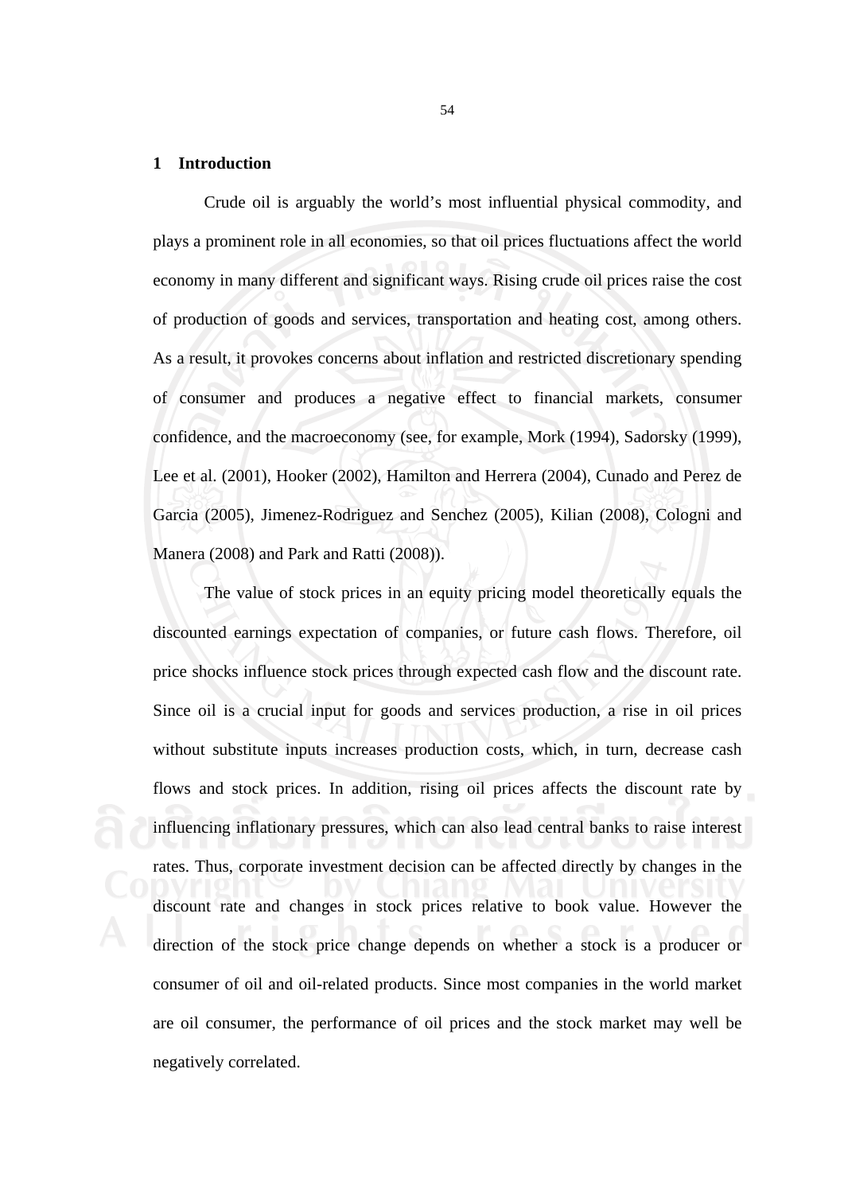## 1 Introduction

Crude oil is arguably the world's most influential physical commodity, and plays a prominent role in all economies, so that oil prices fluctuations affect the world economy in many different and significant ways. Rising crude oil prices raise the cost of production of goods and services, transportation and heating cost, among others. As a result, it provokes concerns about inflation and restricted discretionary spending of consumer and produces a negative effect to financial markets, consumer confidence, and the macroeconomy (see, for example, Mork (1994), Sadorsky (1999), Lee et al. (2001), Hooker (2002), Hamilton and Herrera (2004), Cunado and Perez de Garcia (2005), Jimenez-Rodriguez and Senchez (2005), Kilian (2008), Cologni and Manera (2008) and Park and Ratti (2008)).

The value of stock prices in an equity pricing model theoretically equals the discounted earnings expectation of companies, or future cash flows. Therefore, oil price shocks influence stock prices through expected cash flow and the discount rate. Since oil is a crucial input for goods and services production, a rise in oil prices without substitute inputs increases production costs, which, in turn, decrease cash flows and stock prices. In addition, rising oil prices affects the discount rate by influencing inflationary pressures, which can also lead central banks to raise interest rates. Thus, corporate investment decision can be affected directly by changes in the discount rate and changes in stock prices relative to book value. However the direction of the stock price change depends on whether a stock is a producer or consumer of oil and oil-related products. Since most companies in the world market are oil consumer, the performance of oil prices and the stock market may well be negatively correlated.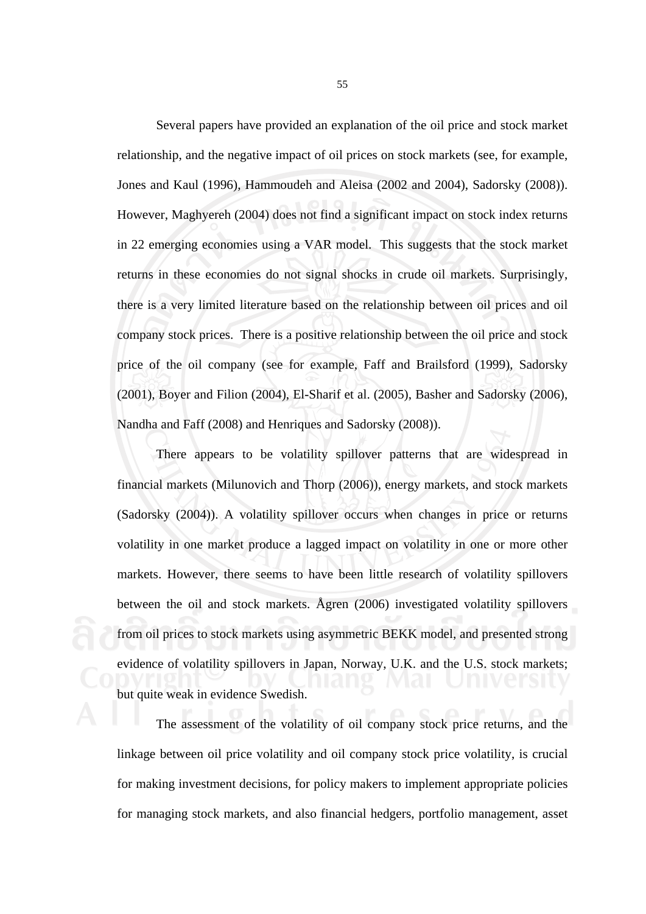Several papers have provided an explanation of the oil price and stock market relationship, and the negative impact of oil prices on stock markets (see, for example, Jones and Kaul (1996), Hammoudeh and Aleisa (2002 and 2004), Sadorsky (2008)). However, Maghyereh (2004) does not find a significant impact on stock index returns in 22 emerging economies using a VAR model. This suggests that the stock market returns in these economies do not signal shocks in crude oil markets. Surprisingly, there is a very limited literature based on the relationship between oil prices and oil company stock prices. There is a positive relationship between the oil price and stock price of the oil company (see for example, Faff and Brailsford (1999), Sadorsky (2001), Boyer and Filion (2004), El-Sharif et al. (2005), Basher and Sadorsky (2006), Nandha and Faff (2008) and Henriques and Sadorsky (2008)).

There appears to be volatility spillover patterns that are widespread in financial markets (Milunovich and Thorp (2006)), energy markets, and stock markets (Sadorsky (2004)). A volatility spillover occurs when changes in price or returns volatility in one market produce a lagged impact on volatility in one or more other markets. However, there seems to have been little research of volatility spillovers between the oil and stock markets. Ågren (2006) investigated volatility spillovers from oil prices to stock markets using asymmetric BEKK model, and presented strong evidence of volatility spillovers in Japan, Norway, U.K. and the U.S. stock markets; but quite weak in evidence Swedish.

The assessment of the volatility of oil company stock price returns, and the linkage between oil price volatility and oil company stock price volatility, is crucial for making investment decisions, for policy makers to implement appropriate policies for managing stock markets, and also financial hedgers, portfolio management, asset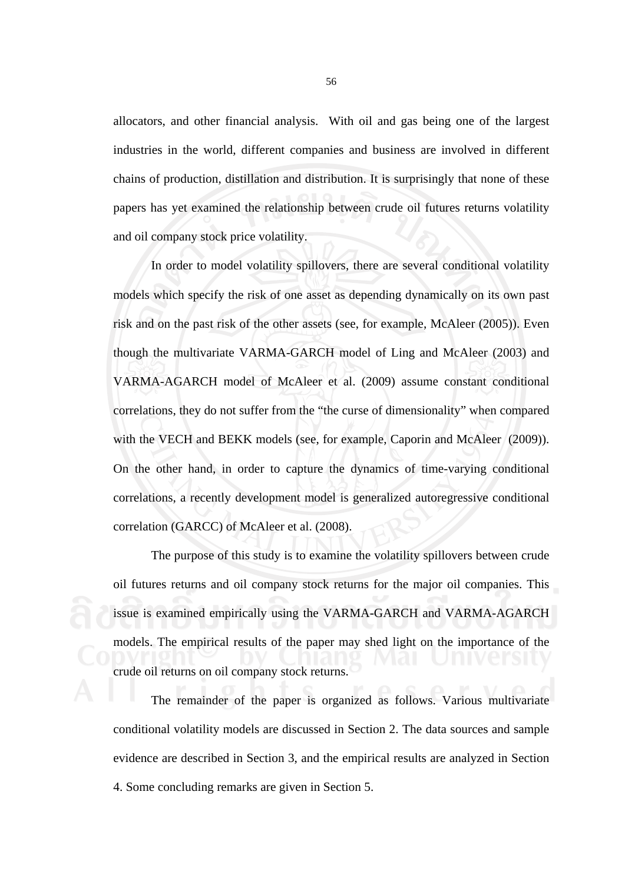allocators, and other financial analysis. With oil and gas being one of the largest industries in the world, different companies and business are involved in different chains of production, distillation and distribution. It is surprisingly that none of these papers has yet examined the relationship between crude oil futures returns volatility and oil company stock price volatility.

In order to model volatility spillovers, there are several conditional volatility models which specify the risk of one asset as depending dynamically on its own past risk and on the past risk of the other assets (see, for example, McAleer (2005)). Even though the multivariate VARMA-GARCH model of Ling and McAleer (2003) and VARMA-AGARCH model of McAleer et al. (2009) assume constant conditional correlations, they do not suffer from the "the curse of dimensionality" when compared with the VECH and BEKK models (see, for example, Caporin and McAleer (2009)). On the other hand, in order to capture the dynamics of time-varying conditional correlations, a recently development model is generalized autoregressive conditional correlation (GARCC) of McAleer et al. (2008).

The purpose of this study is to examine the volatility spillovers between crude oil futures returns and oil company stock returns for the major oil companies. This issue is examined empirically using the VARMA-GARCH and VARMA-AGARCH models. The empirical results of the paper may shed light on the importance of the crude oil returns on oil company stock returns.

The remainder of the paper is organized as follows. Various multivariate conditional volatility models are discussed in Section 2. The data sources and sample evidence are described in Section 3, and the empirical results are analyzed in Section 4. Some concluding remarks are given in Section 5.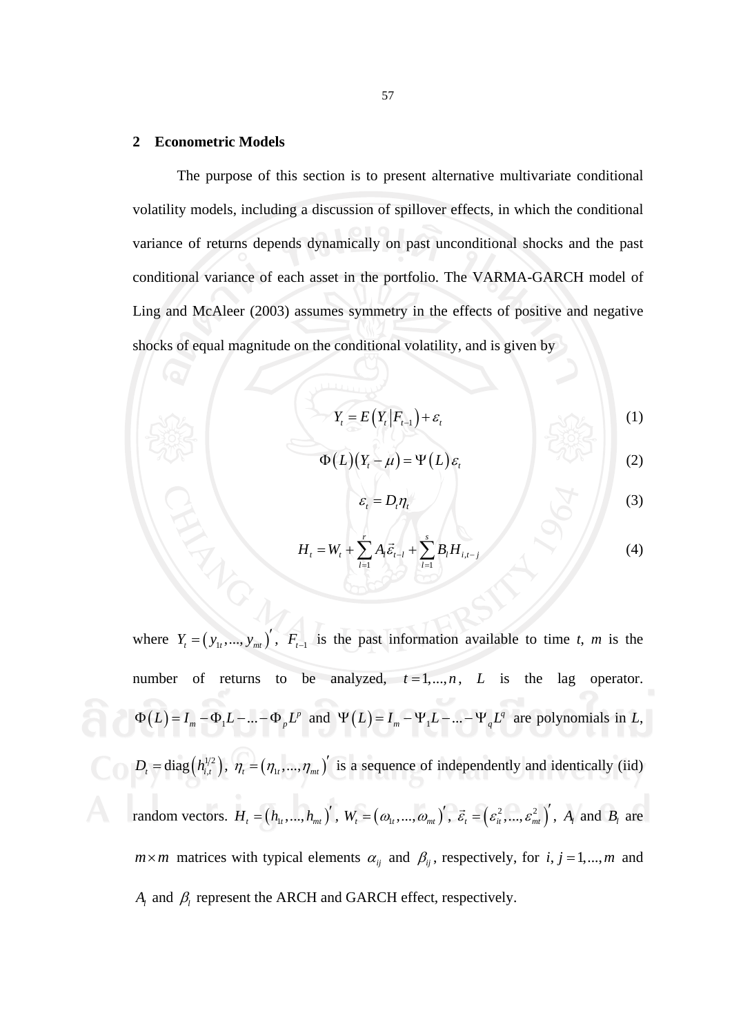## 2 Econometric Models

The purpose of this section is to present alternative multivariate conditional volatility models, including a discussion of spillover effects, in which the conditional variance of returns depends dynamically on past unconditional shocks and the past conditional variance of each asset in the portfolio. The VARMA-GARCH model of Ling and McAleer (2003) assumes symmetry in the effects of positive and negative shocks of equal magnitude on the conditional volatility, and is given by

$$Y_t = E\left(Y_t \middle| F_{t-1}\right) + \varepsilon_t \tag{1}$$

$$\Phi\left(L\right)\left(Y_t - \mu\right) = \Psi\left(L\right)\varepsilon_t \tag{2}$$

$$\varepsilon_t = D_t \eta_t \tag{3}$$

$$H_t = W_t + \sum_{l=1}^{r} A_l \vec{\varepsilon}_{t-l} + \sum_{l=1}^{s} B_l H_{i,t-j} \tag{4}$$

where $Y_t = \left(y_{1t},...,y_{mt}\right)'$, $F_{t-1}$ is the past information available to time *t*, *m* is the number of returns to be analyzed, $t = 1,...,n$, $L$ is the lag operator. $\Phi\left(L\right) = I_m - \Phi_1 L - ... - \Phi_p L^p$ and $\Psi\left(L\right) = I_m - \Psi_1 L - ... - \Psi_q L^q$ are polynomials in *L*, $D_t = \text{diag}\left(h_{i,t}^{1/2}\right)$, $\eta_t = \left(\eta_{1t},...,\eta_{mt}\right)'$ is a sequence of independently and identically (iid) random vectors. $H_t = \left(h_{1t},...,h_{mt}\right)'$, $W_t = \left(\omega_{1t},...,\omega_{mt}\right)'$, $\vec{\varepsilon}_t = \left(\varepsilon_{it}^2,...,\varepsilon_{mt}^2\right)'$, $A_l$ and $B_l$ are $m \times m$ matrices with typical elements $\alpha_{ij}$ and $\beta_{ij}$, respectively, for $i, j = 1,...,m$ and $A_l$ and $\beta_l$ represent the ARCH and GARCH effect, respectively.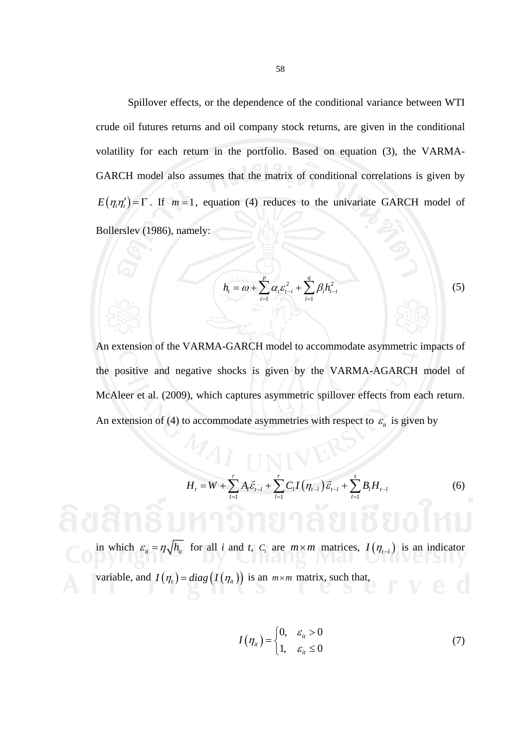Spillover effects, or the dependence of the conditional variance between WTI crude oil futures returns and oil company stock returns, are given in the conditional volatility for each return in the portfolio. Based on equation (3), the VARMA-GARCH model also assumes that the matrix of conditional correlations is given by $E(\eta_t \eta_t') = \Gamma$. If $m = 1$, equation (4) reduces to the univariate GARCH model of Bollerslev (1986), namely:

$$h_t = \omega + \sum_{i=1}^{p} \alpha_i \varepsilon_{t-i}^2 + \sum_{i=1}^{q} \beta_i h_{t-i}^2 \tag{5}$$

An extension of the VARMA-GARCH model to accommodate asymmetric impacts of the positive and negative shocks is given by the VARMA-AGARCH model of McAleer et al. (2009), which captures asymmetric spillover effects from each return. An extension of (4) to accommodate asymmetries with respect to $\varepsilon_{it}$ is given by

$$H_t = W + \sum_{l=1}^{r} A_l \vec{\varepsilon}_{t-l} + \sum_{l=1}^{r} C_l I(\eta_{t-l}) \vec{\varepsilon}_{t-l} + \sum_{l=1}^{s} B_l H_{t-l} \tag{6}$$

in which $\varepsilon_{it} = \eta \sqrt{h_{it}}$ for all *i* and *t*, $C_l$ are $m \times m$ matrices, $I(\eta_{t-l})$ is an indicator variable, and $I(\eta_t) = diag(I(\eta_{it}))$ is an $m \times m$ matrix, such that,

$$I(\eta_{it}) = \begin{cases} 0, & \varepsilon_{it} > 0 \\ 1, & \varepsilon_{it} \leq 0 \end{cases} \tag{7}$$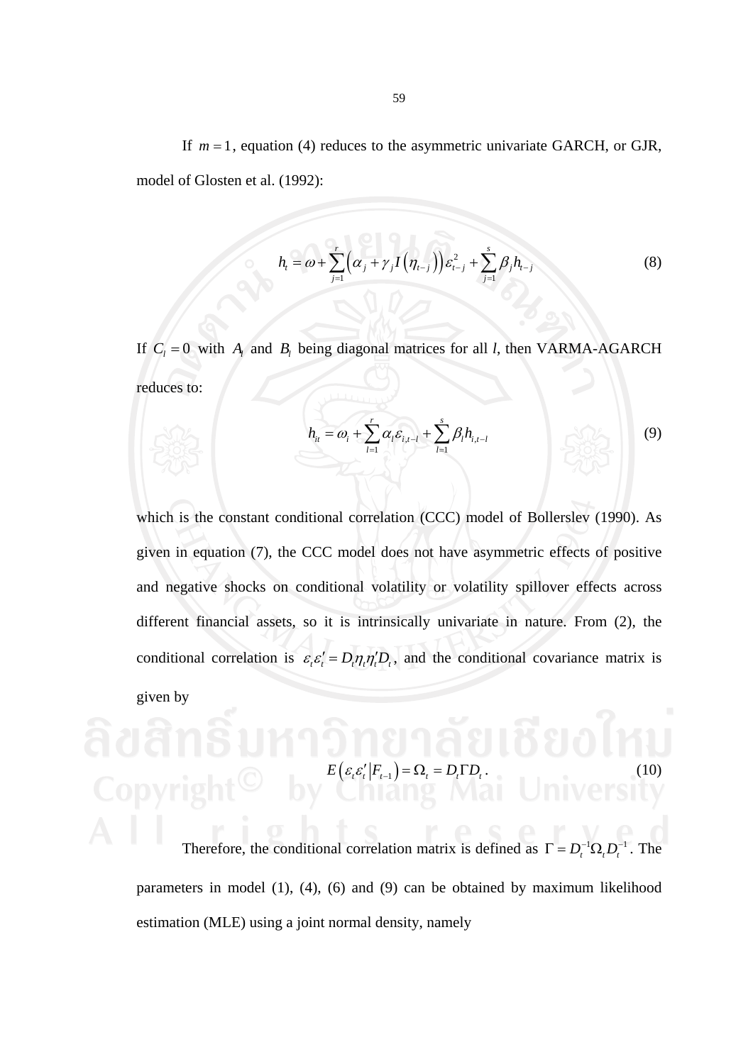If $m = 1$, equation (4) reduces to the asymmetric univariate GARCH, or GJR, model of Glosten et al. (1992):

$$h_t = \omega + \sum_{j=1}^{r} \left( \alpha_j + \gamma_j I\left(\eta_{t-j}\right) \right) \varepsilon_{t-j}^2 + \sum_{j=1}^{s} \beta_j h_{t-j} \tag{8}$$

If $C_l = 0$ with $A_l$ and $B_l$ being diagonal matrices for all *l*, then VARMA-AGARCH reduces to:

$$h_{it} = \omega_i + \sum_{l=1}^{r} \alpha_l \varepsilon_{i,t-l} + \sum_{l=1}^{s} \beta_l h_{i,t-l} \tag{9}$$

which is the constant conditional correlation (CCC) model of Bollerslev (1990). As given in equation (7), the CCC model does not have asymmetric effects of positive and negative shocks on conditional volatility or volatility spillover effects across different financial assets, so it is intrinsically univariate in nature. From (2), the conditional correlation is $\varepsilon_t \varepsilon_t' = D_t \eta_t \eta_t' D_t$, and the conditional covariance matrix is given by

$$E\left(\varepsilon_t \varepsilon_t' \middle| F_{t-1}\right) = \Omega_t = D_t \Gamma D_t . \tag{10}$$

Therefore, the conditional correlation matrix is defined as $\Gamma = D_t^{-1} \Omega_t D_t^{-1}$. The parameters in model (1), (4), (6) and (9) can be obtained by maximum likelihood estimation (MLE) using a joint normal density, namely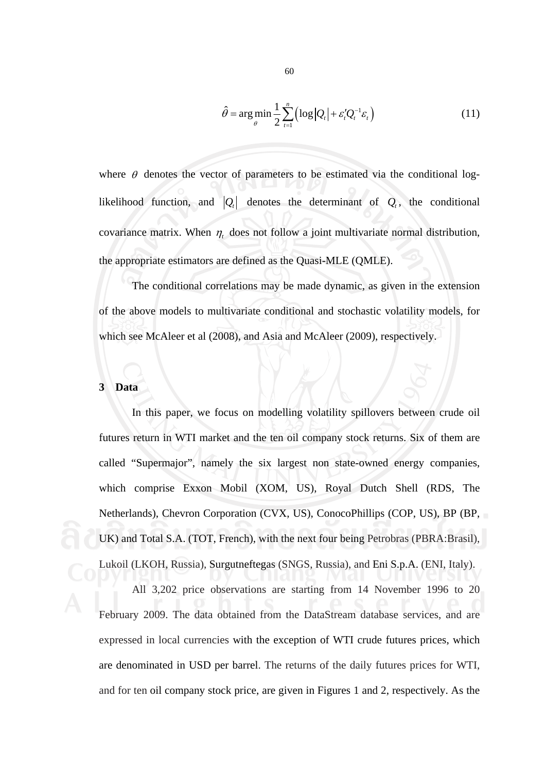$$\hat{\theta} = \arg\min_{\theta} \frac{1}{2} \sum_{t=1}^{n} \left( \log |Q_t| + \varepsilon_t' Q_t^{-1} \varepsilon_t \right) \tag{11}$$

where $\theta$ denotes the vector of parameters to be estimated via the conditional log-likelihood function, and $|Q_t|$ denotes the determinant of $Q_t$, the conditional covariance matrix. When $\eta_t$ does not follow a joint multivariate normal distribution, the appropriate estimators are defined as the Quasi-MLE (QMLE).

The conditional correlations may be made dynamic, as given in the extension of the above models to multivariate conditional and stochastic volatility models, for which see McAleer et al (2008), and Asia and McAleer (2009), respectively.

## 3 Data

In this paper, we focus on modelling volatility spillovers between crude oil futures return in WTI market and the ten oil company stock returns. Six of them are called "Supermajor", namely the six largest non state-owned energy companies, which comprise Exxon Mobil (XOM, US), Royal Dutch Shell (RDS, The Netherlands), Chevron Corporation (CVX, US), ConocoPhillips (COP, US), BP (BP, UK) and Total S.A. (TOT, French), with the next four being Petrobras (PBRA:Brasil), Lukoil (LKOH, Russia), Surgutneftegas (SNGS, Russia), and Eni S.p.A. (ENI, Italy).

All 3,202 price observations are starting from 14 November 1996 to 20 February 2009. The data obtained from the DataStream database services, and are expressed in local currencies with the exception of WTI crude futures prices, which are denominated in USD per barrel. The returns of the daily futures prices for WTI, and for ten oil company stock price, are given in Figures 1 and 2, respectively. As the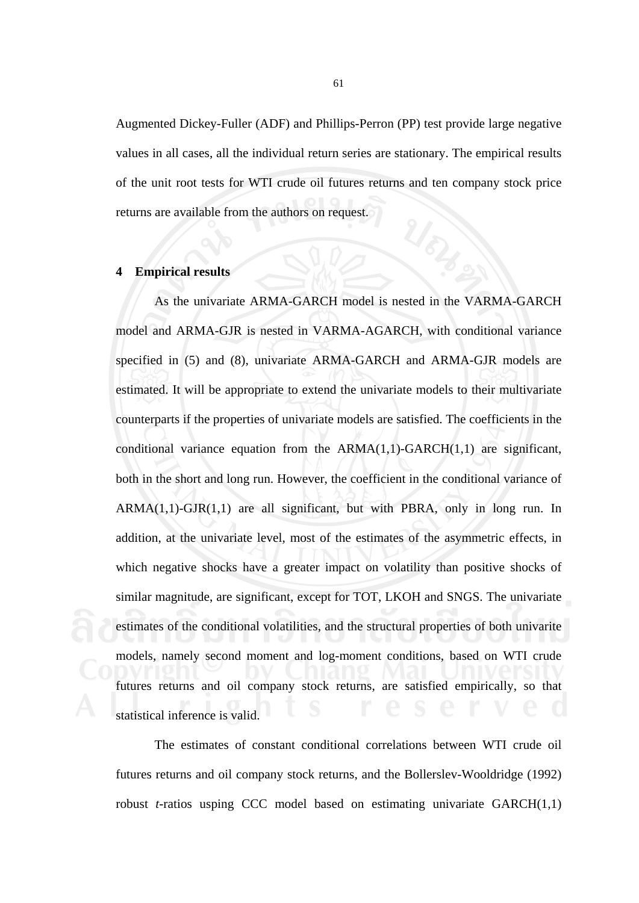Augmented Dickey-Fuller (ADF) and Phillips-Perron (PP) test provide large negative values in all cases, all the individual return series are stationary. The empirical results of the unit root tests for WTI crude oil futures returns and ten company stock price returns are available from the authors on request.

## 4 Empirical results

As the univariate ARMA-GARCH model is nested in the VARMA-GARCH model and ARMA-GJR is nested in VARMA-AGARCH, with conditional variance specified in (5) and (8), univariate ARMA-GARCH and ARMA-GJR models are estimated. It will be appropriate to extend the univariate models to their multivariate counterparts if the properties of univariate models are satisfied. The coefficients in the conditional variance equation from the ARMA(1,1)-GARCH(1,1) are significant, both in the short and long run. However, the coefficient in the conditional variance of ARMA(1,1)-GJR(1,1) are all significant, but with PBRA, only in long run. In addition, at the univariate level, most of the estimates of the asymmetric effects, in which negative shocks have a greater impact on volatility than positive shocks of similar magnitude, are significant, except for TOT, LKOH and SNGS. The univariate estimates of the conditional volatilities, and the structural properties of both univarite models, namely second moment and log-moment conditions, based on WTI crude futures returns and oil company stock returns, are satisfied empirically, so that statistical inference is valid.

The estimates of constant conditional correlations between WTI crude oil futures returns and oil company stock returns, and the Bollerslev-Wooldridge (1992) robust *t*-ratios usping CCC model based on estimating univariate GARCH(1,1)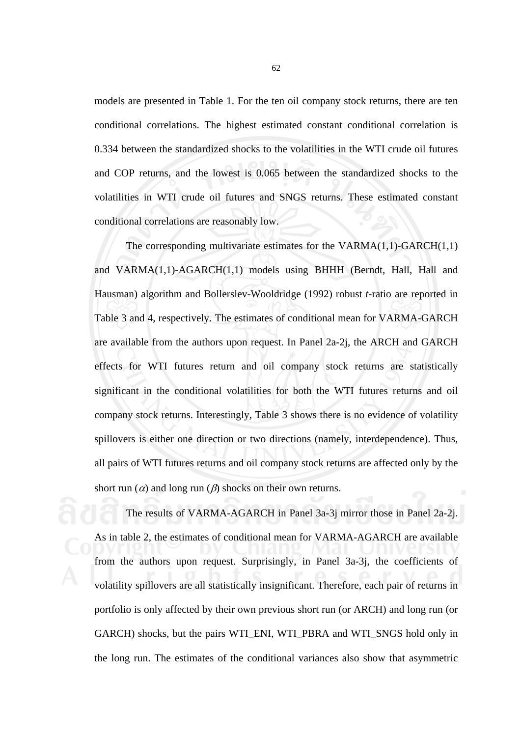models are presented in Table 1. For the ten oil company stock returns, there are ten conditional correlations. The highest estimated constant conditional correlation is 0.334 between the standardized shocks to the volatilities in the WTI crude oil futures and COP returns, and the lowest is 0.065 between the standardized shocks to the volatilities in WTI crude oil futures and SNGS returns. These estimated constant conditional correlations are reasonably low.

The corresponding multivariate estimates for the VARMA(1,1)-GARCH(1,1) and VARMA(1,1)-AGARCH(1,1) models using BHHH (Berndt, Hall, Hall and Hausman) algorithm and Bollerslev-Wooldridge (1992) robust *t*-ratio are reported in Table 3 and 4, respectively. The estimates of conditional mean for VARMA-GARCH are available from the authors upon request. In Panel 2a-2j, the ARCH and GARCH effects for WTI futures return and oil company stock returns are statistically significant in the conditional volatilities for both the WTI futures returns and oil company stock returns. Interestingly, Table 3 shows there is no evidence of volatility spillovers is either one direction or two directions (namely, interdependence). Thus, all pairs of WTI futures returns and oil company stock returns are affected only by the short run ($\alpha$) and long run ($\beta$) shocks on their own returns.

The results of VARMA-AGARCH in Panel 3a-3j mirror those in Panel 2a-2j. As in table 2, the estimates of conditional mean for VARMA-AGARCH are available from the authors upon request. Surprisingly, in Panel 3a-3j, the coefficients of volatility spillovers are all statistically insignificant. Therefore, each pair of returns in portfolio is only affected by their own previous short run (or ARCH) and long run (or GARCH) shocks, but the pairs WTI_ENI, WTI_PBRA and WTI_SNGS hold only in the long run. The estimates of the conditional variances also show that asymmetric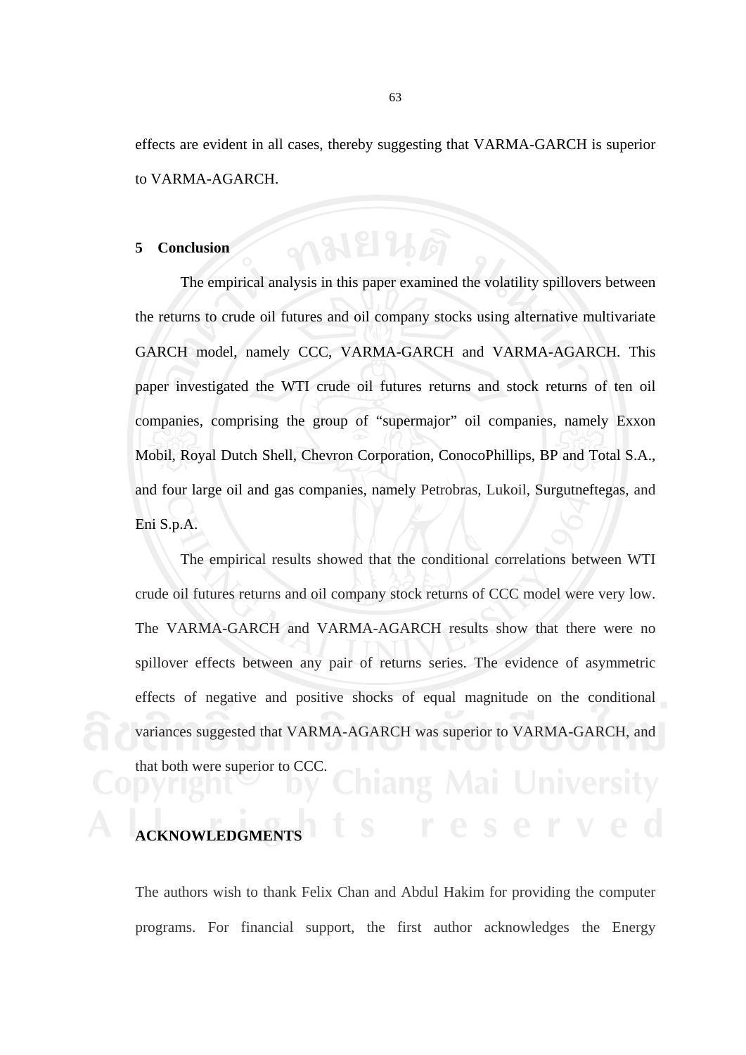effects are evident in all cases, thereby suggesting that VARMA-GARCH is superior to VARMA-AGARCH.

## 5 Conclusion

The empirical analysis in this paper examined the volatility spillovers between the returns to crude oil futures and oil company stocks using alternative multivariate GARCH model, namely CCC, VARMA-GARCH and VARMA-AGARCH. This paper investigated the WTI crude oil futures returns and stock returns of ten oil companies, comprising the group of "supermajor" oil companies, namely Exxon Mobil, Royal Dutch Shell, Chevron Corporation, ConocoPhillips, BP and Total S.A., and four large oil and gas companies, namely Petrobras, Lukoil, Surgutneftegas, and Eni S.p.A.

The empirical results showed that the conditional correlations between WTI crude oil futures returns and oil company stock returns of CCC model were very low. The VARMA-GARCH and VARMA-AGARCH results show that there were no spillover effects between any pair of returns series. The evidence of asymmetric effects of negative and positive shocks of equal magnitude on the conditional variances suggested that VARMA-AGARCH was superior to VARMA-GARCH, and that both were superior to CCC.

## ACKNOWLEDGMENTS

The authors wish to thank Felix Chan and Abdul Hakim for providing the computer programs. For financial support, the first author acknowledges the Energy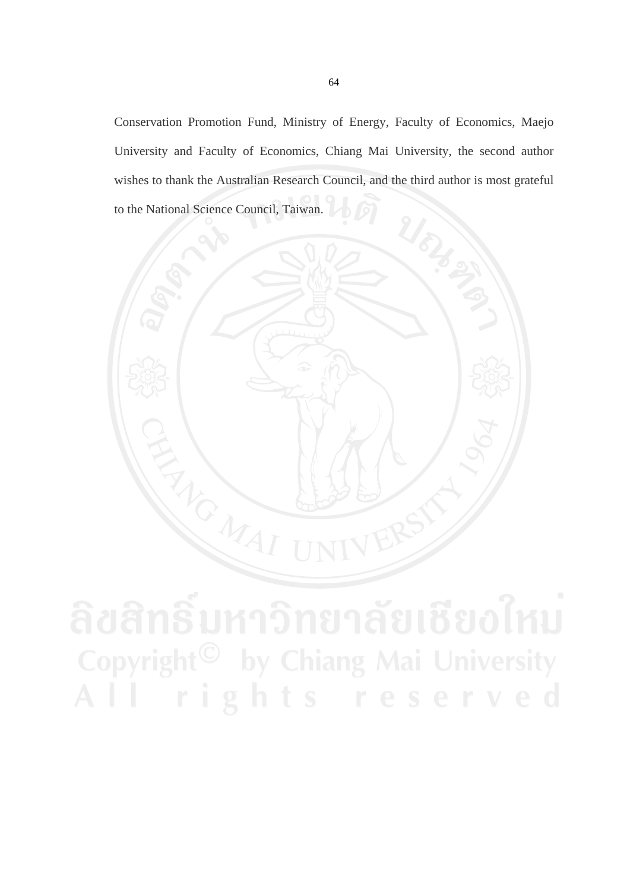Conservation Promotion Fund, Ministry of Energy, Faculty of Economics, Maejo University and Faculty of Economics, Chiang Mai University, the second author wishes to thank the Australian Research Council, and the third author is most grateful to the National Science Council, Taiwan.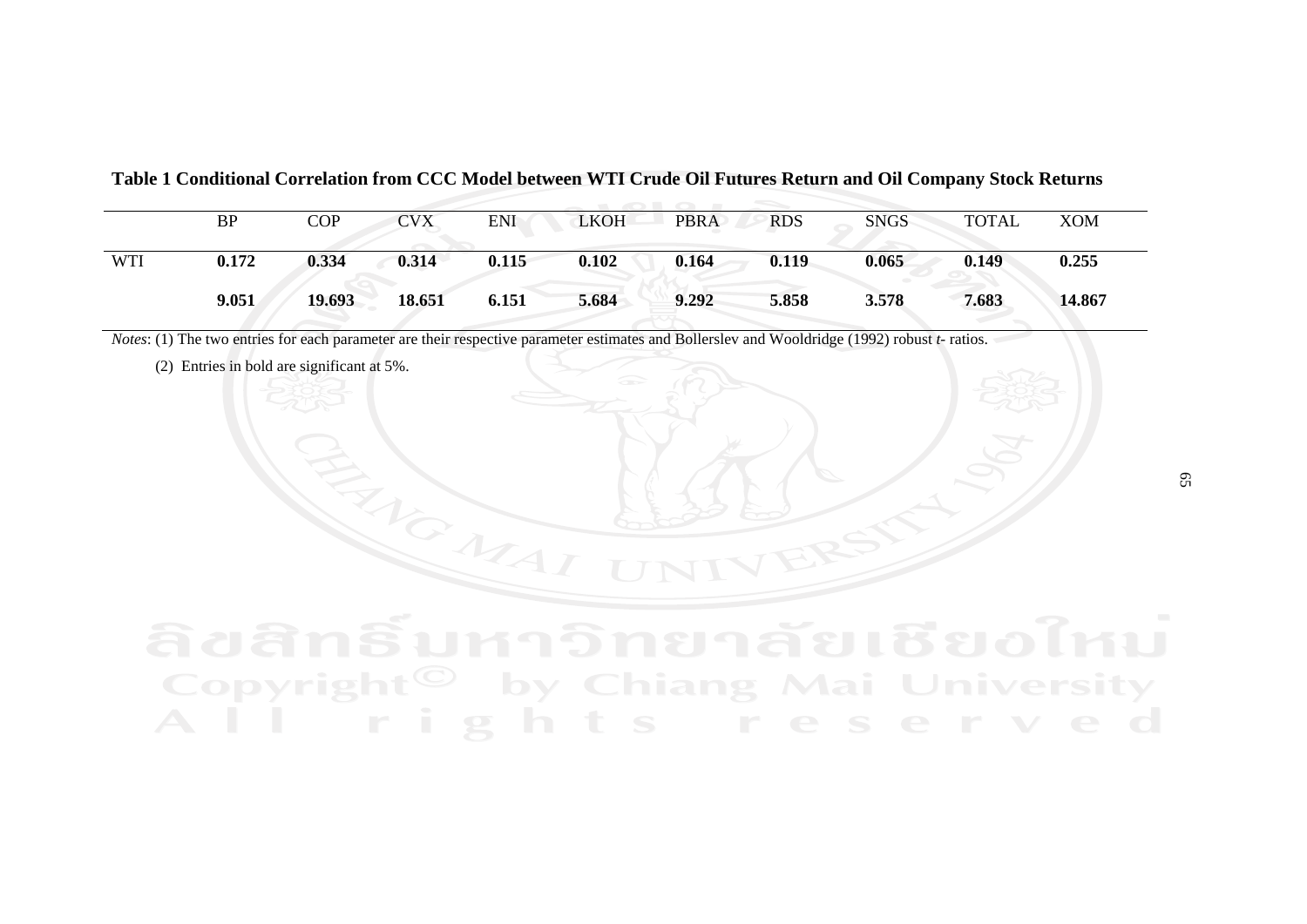**Table 1 Conditional Correlation from CCC Model between WTI Crude Oil Futures Return and Oil Company Stock Returns**

| | BP | COP | CVX | ENI | LKOH | PBRA | RDS | SNGS | TOTAL | XOM |
|---|---|---|---|---|---|---|---|---|---|---|
| WTI | **0.172** | **0.334** | **0.314** | **0.115** | **0.102** | **0.164** | **0.119** | **0.065** | **0.149** | **0.255** |
| | **9.051** | **19.693** | **18.651** | **6.151** | **5.684** | **9.292** | **5.858** | **3.578** | **7.683** | **14.867** |

*Notes*: (1) The two entries for each parameter are their respective parameter estimates and Bollerslev and Wooldridge (1992) robust *t*- ratios.

(2) Entries in bold are significant at 5%.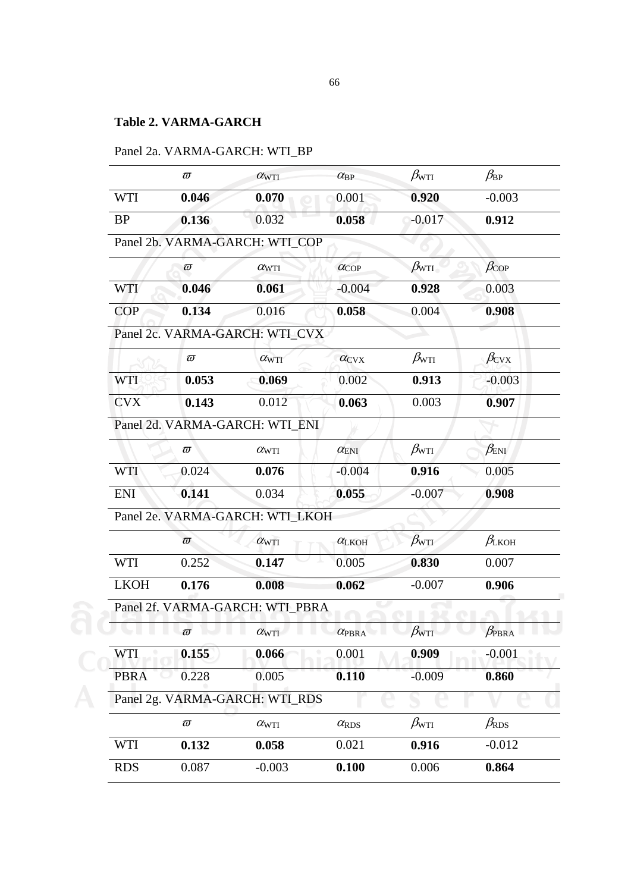**Table 2. VARMA-GARCH**

Panel 2a. VARMA-GARCH: WTI_BP

| | $\varpi$ | $\alpha_{WTI}$ | $\alpha_{BP}$ | $\beta_{WTI}$ | $\beta_{BP}$ |
|---|---|---|---|---|---|
| WTI | **0.046** | **0.070** | 0.001 | **0.920** | -0.003 |
| BP | **0.136** | 0.032 | **0.058** | -0.017 | **0.912** |

Panel 2b. VARMA-GARCH: WTI_COP

| | $\varpi$ | $\alpha_{WTI}$ | $\alpha_{COP}$ | $\beta_{WTI}$ | $\beta_{COP}$ |
|---|---|---|---|---|---|
| WTI | **0.046** | **0.061** | -0.004 | **0.928** | 0.003 |
| COP | **0.134** | 0.016 | **0.058** | 0.004 | **0.908** |

Panel 2c. VARMA-GARCH: WTI_CVX

| | $\varpi$ | $\alpha_{WTI}$ | $\alpha_{CVX}$ | $\beta_{WTI}$ | $\beta_{CVX}$ |
|---|---|---|---|---|---|
| WTI | **0.053** | **0.069** | 0.002 | **0.913** | -0.003 |
| CVX | **0.143** | 0.012 | **0.063** | 0.003 | **0.907** |

Panel 2d. VARMA-GARCH: WTI_ENI

| | $\varpi$ | $\alpha_{WTI}$ | $\alpha_{ENI}$ | $\beta_{WTI}$ | $\beta_{ENI}$ |
|---|---|---|---|---|---|
| WTI | 0.024 | **0.076** | -0.004 | **0.916** | 0.005 |
| ENI | **0.141** | 0.034 | **0.055** | -0.007 | **0.908** |

Panel 2e. VARMA-GARCH: WTI_LKOH

| | $\varpi$ | $\alpha_{WTI}$ | $\alpha_{LKOH}$ | $\beta_{WTI}$ | $\beta_{LKOH}$ |
|---|---|---|---|---|---|
| WTI | 0.252 | **0.147** | 0.005 | **0.830** | 0.007 |
| LKOH | **0.176** | **0.008** | **0.062** | -0.007 | **0.906** |

Panel 2f. VARMA-GARCH: WTI_PBRA

| | $\varpi$ | $\alpha_{WTI}$ | $\alpha_{PBRA}$ | $\beta_{WTI}$ | $\beta_{PBRA}$ |
|---|---|---|---|---|---|
| WTI | **0.155** | **0.066** | 0.001 | **0.909** | -0.001 |
| PBRA | 0.228 | 0.005 | **0.110** | -0.009 | **0.860** |

Panel 2g. VARMA-GARCH: WTI_RDS

| | $\varpi$ | $\alpha_{WTI}$ | $\alpha_{RDS}$ | $\beta_{WTI}$ | $\beta_{RDS}$ |
|---|---|---|---|---|---|
| WTI | **0.132** | **0.058** | 0.021 | **0.916** | -0.012 |
| RDS | 0.087 | -0.003 | **0.100** | 0.006 | **0.864** |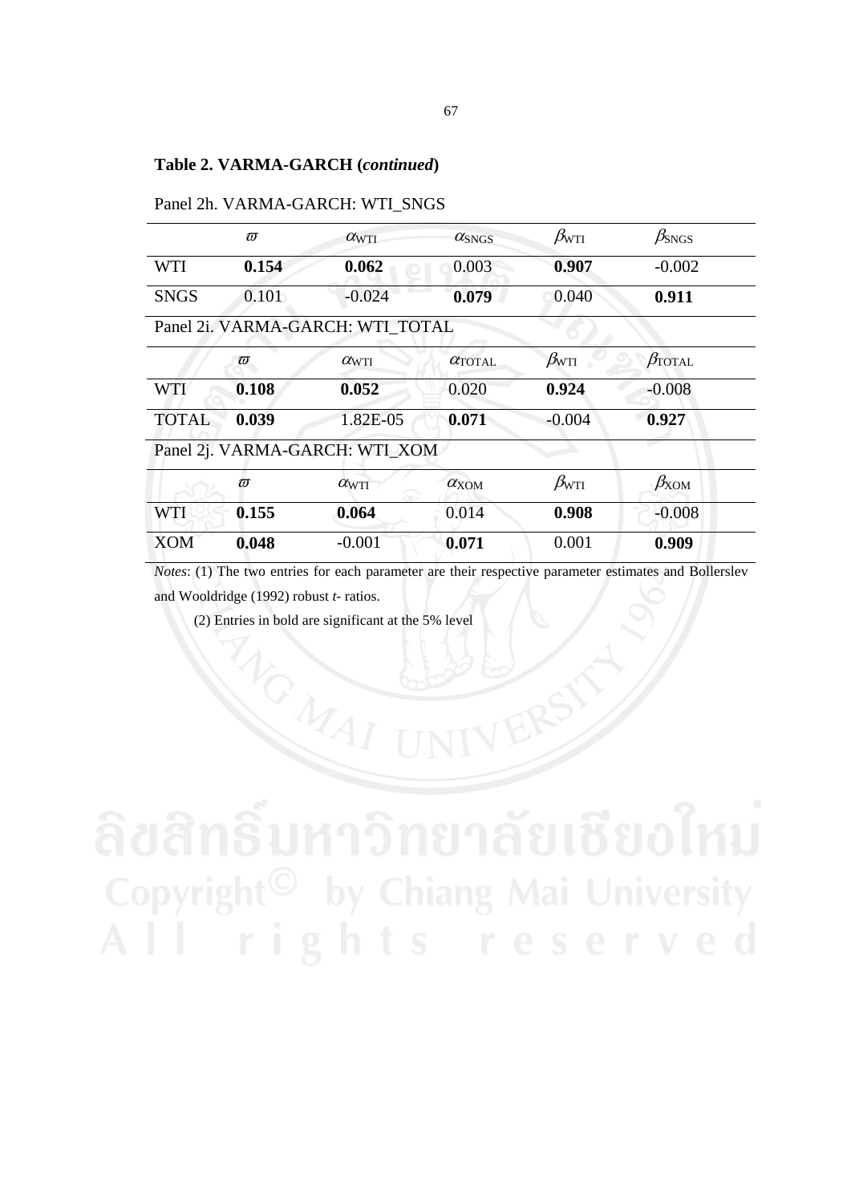**Table 2. VARMA-GARCH (*continued*)**

Panel 2h. VARMA-GARCH: WTI_SNGS

| | $\varpi$ | $\alpha_{WTI}$ | $\alpha_{SNGS}$ | $\beta_{WTI}$ | $\beta_{SNGS}$ |
|---|---|---|---|---|---|
| WTI | **0.154** | **0.062** | 0.003 | **0.907** | -0.002 |
| SNGS | 0.101 | -0.024 | **0.079** | 0.040 | **0.911** |

Panel 2i. VARMA-GARCH: WTI_TOTAL

| | $\varpi$ | $\alpha_{WTI}$ | $\alpha_{TOTAL}$ | $\beta_{WTI}$ | $\beta_{TOTAL}$ |
|---|---|---|---|---|---|
| WTI | **0.108** | **0.052** | 0.020 | **0.924** | -0.008 |
| TOTAL | **0.039** | 1.82E-05 | **0.071** | -0.004 | **0.927** |

Panel 2j. VARMA-GARCH: WTI_XOM

| | $\varpi$ | $\alpha_{WTI}$ | $\alpha_{XOM}$ | $\beta_{WTI}$ | $\beta_{XOM}$ |
|---|---|---|---|---|---|
| WTI | **0.155** | **0.064** | 0.014 | **0.908** | -0.008 |
| XOM | **0.048** | -0.001 | **0.071** | 0.001 | **0.909** |

*Notes*: (1) The two entries for each parameter are their respective parameter estimates and Bollerslev and Wooldridge (1992) robust *t*- ratios.

(2) Entries in bold are significant at the 5% level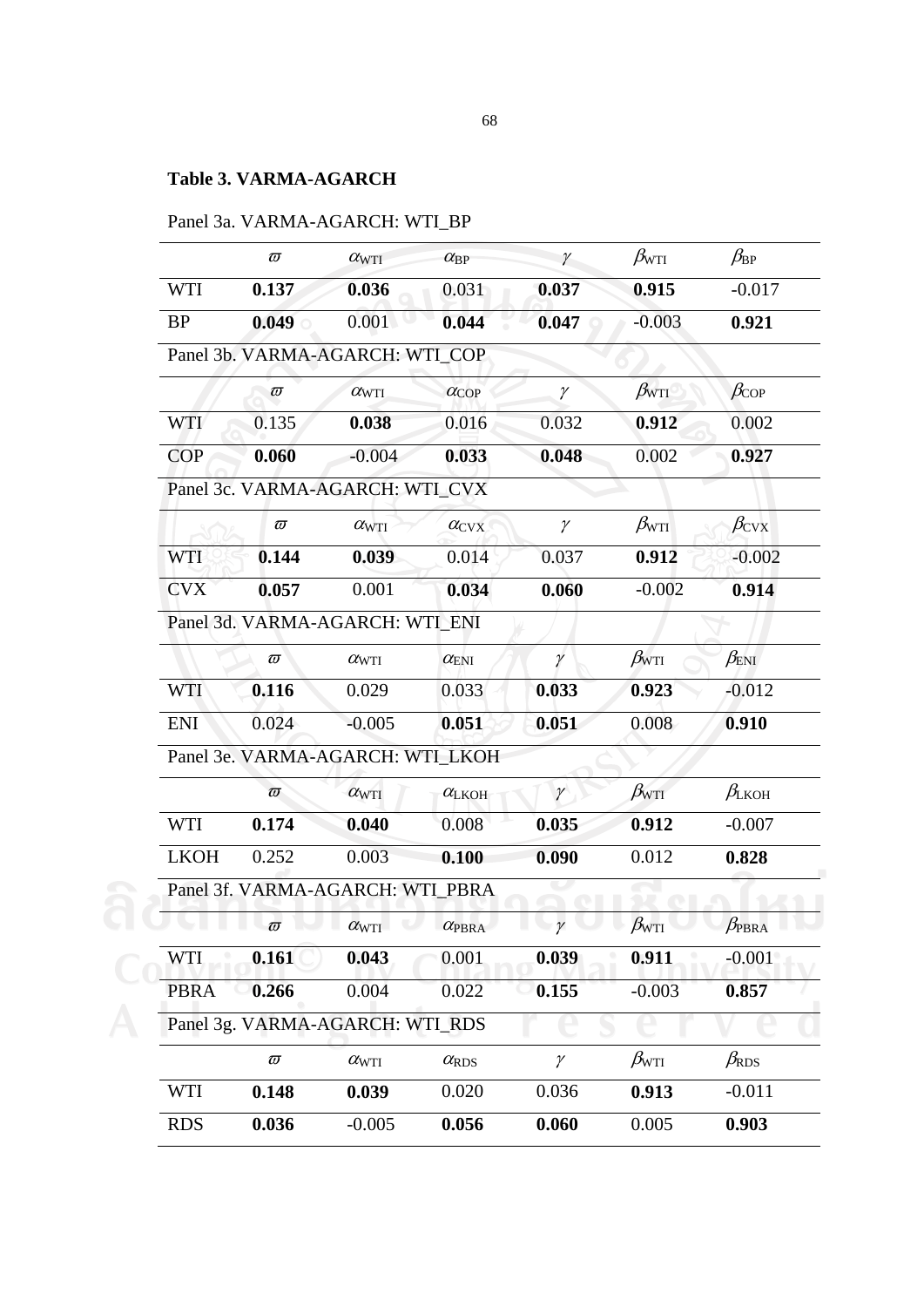**Table 3. VARMA-AGARCH**

Panel 3a. VARMA-AGARCH: WTI_BP

| | $\varpi$ | $\alpha_{WTI}$ | $\alpha_{BP}$ | $\gamma$ | $\beta_{WTI}$ | $\beta_{BP}$ |
|---|---|---|---|---|---|---|
| WTI | **0.137** | **0.036** | 0.031 | **0.037** | **0.915** | -0.017 |
| BP | **0.049** | 0.001 | **0.044** | **0.047** | -0.003 | **0.921** |

Panel 3b. VARMA-AGARCH: WTI_COP

| | $\varpi$ | $\alpha_{WTI}$ | $\alpha_{COP}$ | $\gamma$ | $\beta_{WTI}$ | $\beta_{COP}$ |
|---|---|---|---|---|---|---|
| WTI | 0.135 | **0.038** | 0.016 | 0.032 | **0.912** | 0.002 |
| COP | **0.060** | -0.004 | **0.033** | **0.048** | 0.002 | **0.927** |

Panel 3c. VARMA-AGARCH: WTI_CVX

| | $\varpi$ | $\alpha_{WTI}$ | $\alpha_{CVX}$ | $\gamma$ | $\beta_{WTI}$ | $\beta_{CVX}$ |
|---|---|---|---|---|---|---|
| WTI | **0.144** | **0.039** | 0.014 | 0.037 | **0.912** | -0.002 |
| CVX | **0.057** | 0.001 | **0.034** | **0.060** | -0.002 | **0.914** |

Panel 3d. VARMA-AGARCH: WTI_ENI

| | $\varpi$ | $\alpha_{WTI}$ | $\alpha_{ENI}$ | $\gamma$ | $\beta_{WTI}$ | $\beta_{ENI}$ |
|---|---|---|---|---|---|---|
| WTI | **0.116** | 0.029 | 0.033 | **0.033** | **0.923** | -0.012 |
| ENI | 0.024 | -0.005 | **0.051** | **0.051** | 0.008 | **0.910** |

Panel 3e. VARMA-AGARCH: WTI_LKOH

| | $\varpi$ | $\alpha_{WTI}$ | $\alpha_{LKOH}$ | $\gamma$ | $\beta_{WTI}$ | $\beta_{LKOH}$ |
|---|---|---|---|---|---|---|
| WTI | **0.174** | **0.040** | 0.008 | **0.035** | **0.912** | -0.007 |
| LKOH | 0.252 | 0.003 | **0.100** | **0.090** | 0.012 | **0.828** |

Panel 3f. VARMA-AGARCH: WTI_PBRA

| | $\varpi$ | $\alpha_{WTI}$ | $\alpha_{PBRA}$ | $\gamma$ | $\beta_{WTI}$ | $\beta_{PBRA}$ |
|---|---|---|---|---|---|---|
| WTI | **0.161** | **0.043** | 0.001 | **0.039** | **0.911** | -0.001 |
| PBRA | **0.266** | 0.004 | 0.022 | **0.155** | -0.003 | **0.857** |

Panel 3g. VARMA-AGARCH: WTI_RDS

| | $\varpi$ | $\alpha_{WTI}$ | $\alpha_{RDS}$ | $\gamma$ | $\beta_{WTI}$ | $\beta_{RDS}$ |
|---|---|---|---|---|---|---|
| WTI | **0.148** | **0.039** | 0.020 | 0.036 | **0.913** | -0.011 |
| RDS | **0.036** | -0.005 | **0.056** | **0.060** | 0.005 | **0.903** |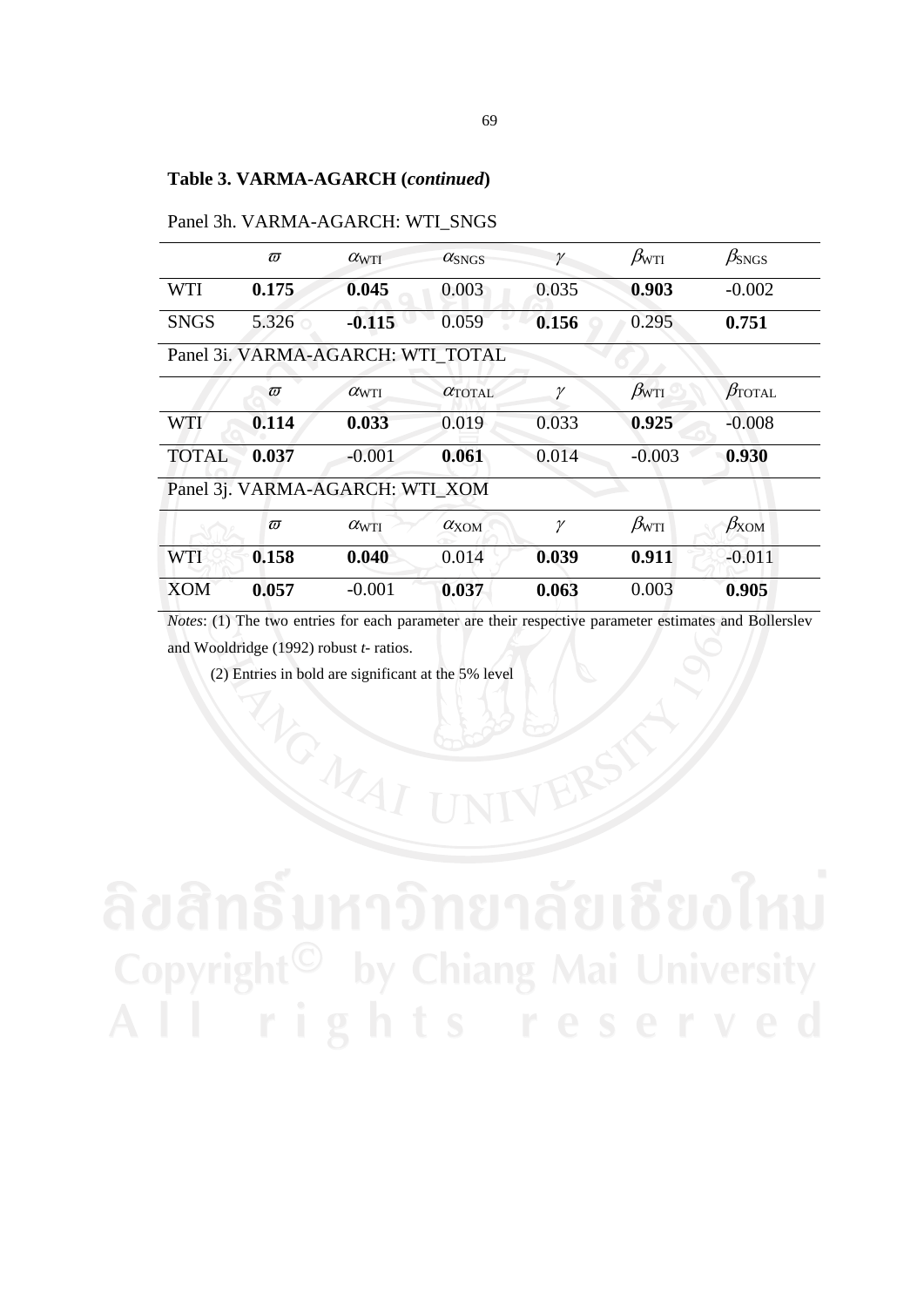**Table 3. VARMA-AGARCH (*continued*)**

Panel 3h. VARMA-AGARCH: WTI_SNGS

| | $\varpi$ | $\alpha_{WTI}$ | $\alpha_{SNGS}$ | $\gamma$ | $\beta_{WTI}$ | $\beta_{SNGS}$ |
|---|---|---|---|---|---|---|
| WTI | **0.175** | **0.045** | 0.003 | 0.035 | **0.903** | -0.002 |
| SNGS | 5.326 | **-0.115** | 0.059 | **0.156** | 0.295 | **0.751** |

Panel 3i. VARMA-AGARCH: WTI_TOTAL

| | $\varpi$ | $\alpha_{WTI}$ | $\alpha_{TOTAL}$ | $\gamma$ | $\beta_{WTI}$ | $\beta_{TOTAL}$ |
|---|---|---|---|---|---|---|
| WTI | **0.114** | **0.033** | 0.019 | 0.033 | **0.925** | -0.008 |
| TOTAL | **0.037** | -0.001 | **0.061** | 0.014 | -0.003 | **0.930** |

Panel 3j. VARMA-AGARCH: WTI_XOM

| | $\varpi$ | $\alpha_{WTI}$ | $\alpha_{XOM}$ | $\gamma$ | $\beta_{WTI}$ | $\beta_{XOM}$ |
|---|---|---|---|---|---|---|
| WTI | **0.158** | **0.040** | 0.014 | **0.039** | **0.911** | -0.011 |
| XOM | **0.057** | -0.001 | **0.037** | **0.063** | 0.003 | **0.905** |

*Notes*: (1) The two entries for each parameter are their respective parameter estimates and Bollerslev and Wooldridge (1992) robust *t*- ratios.

(2) Entries in bold are significant at the 5% level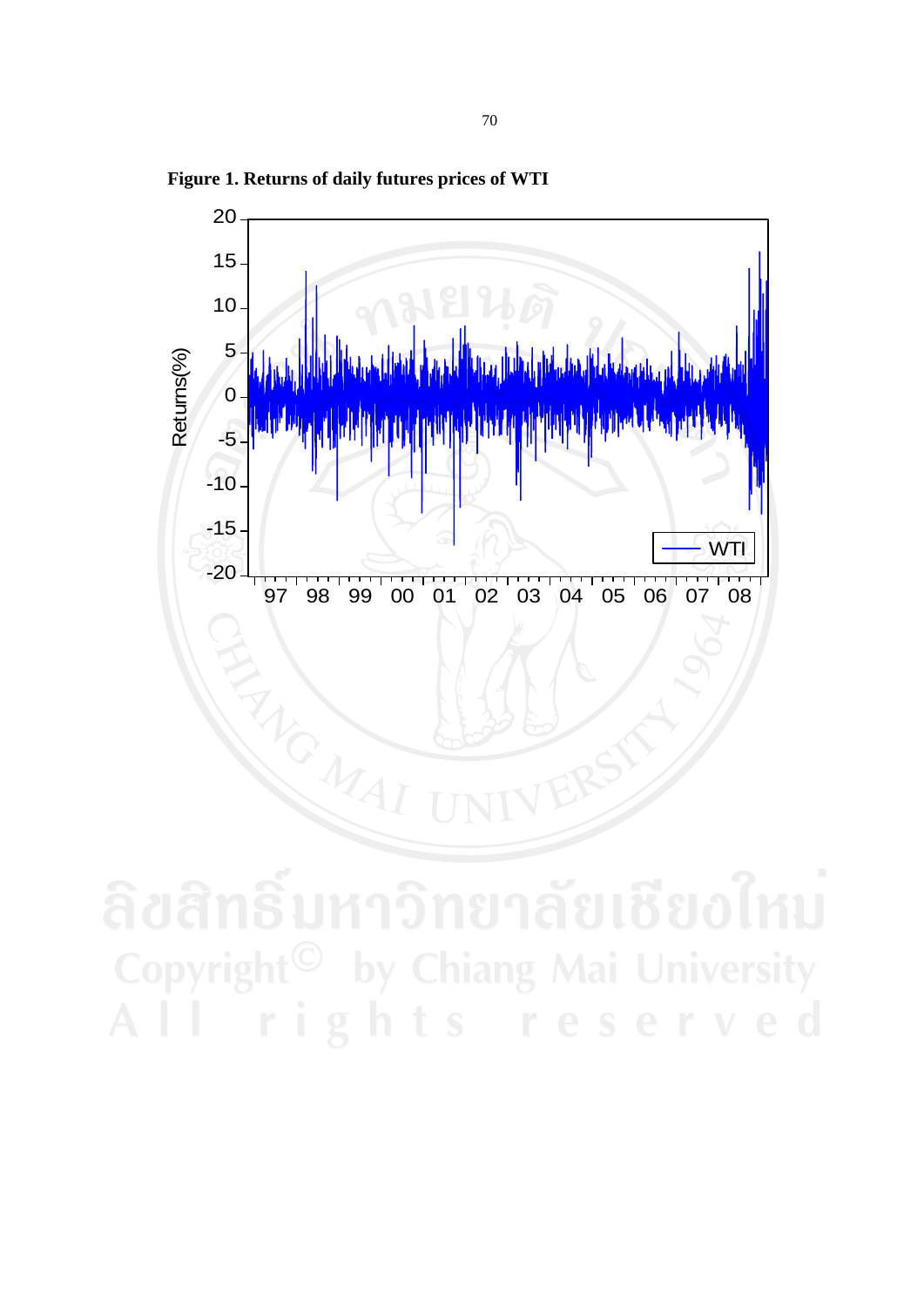**Figure 1. Returns of daily futures prices of WTI**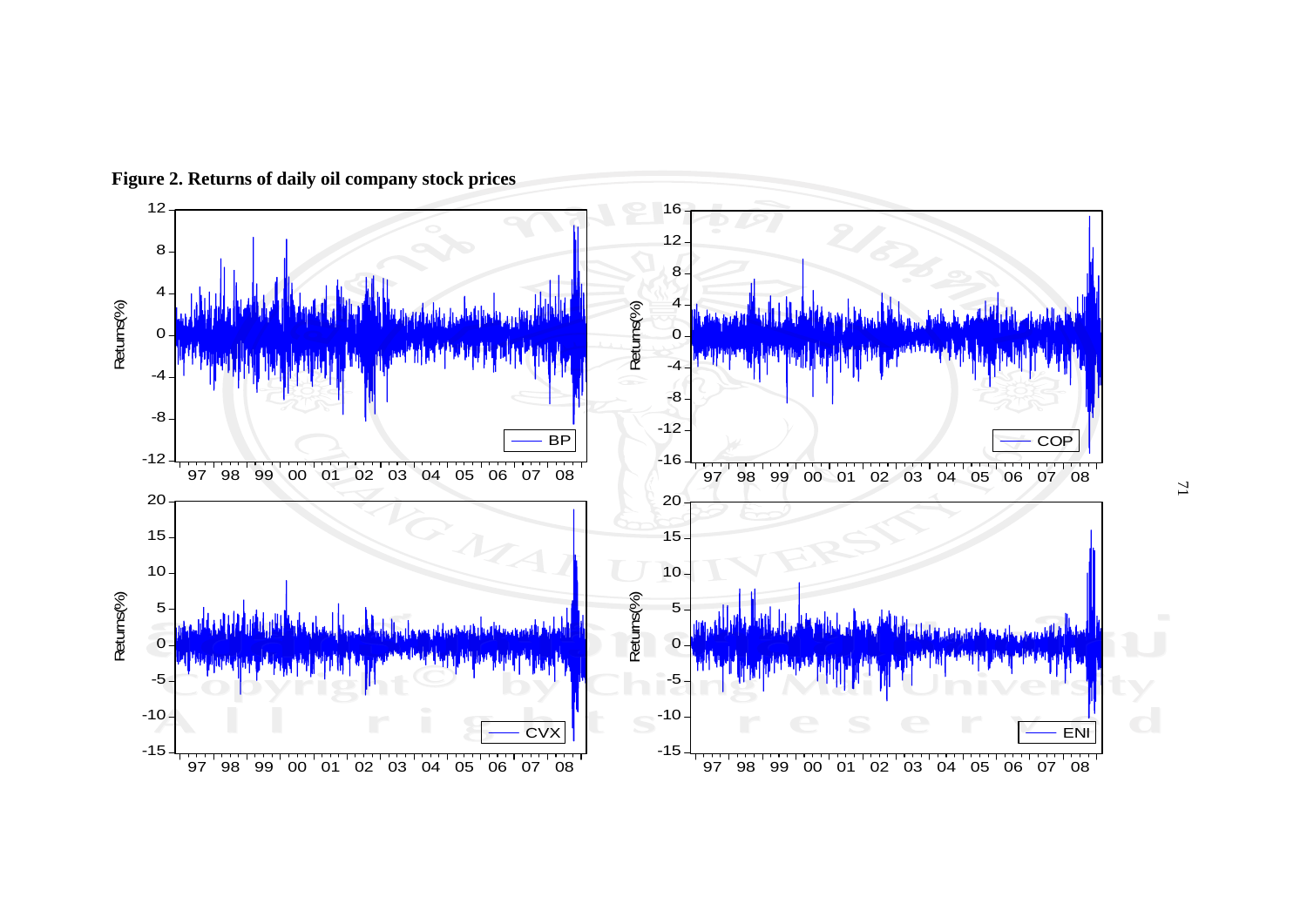**Figure 2. Returns of daily oil company stock prices**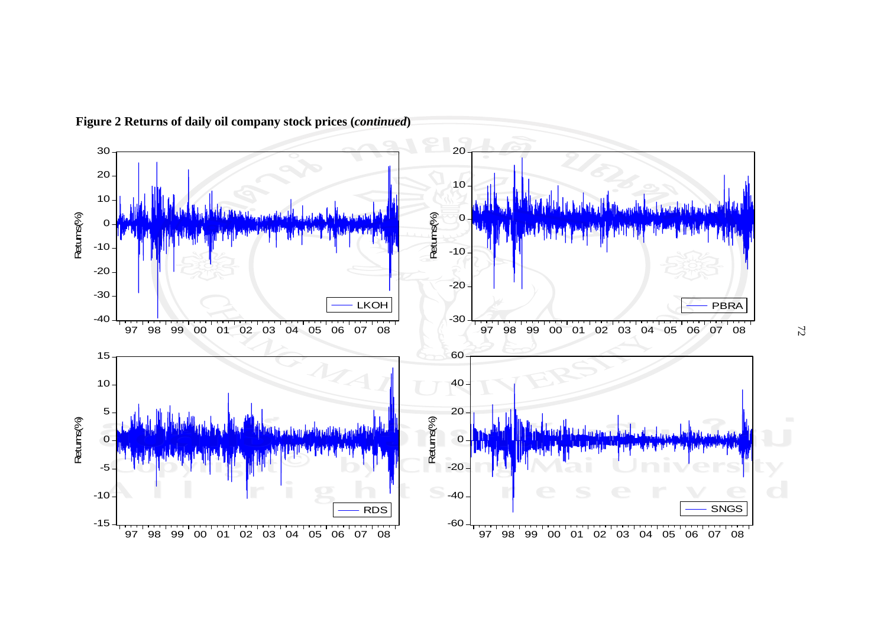**Figure 2 Returns of daily oil company stock prices (*continued*)**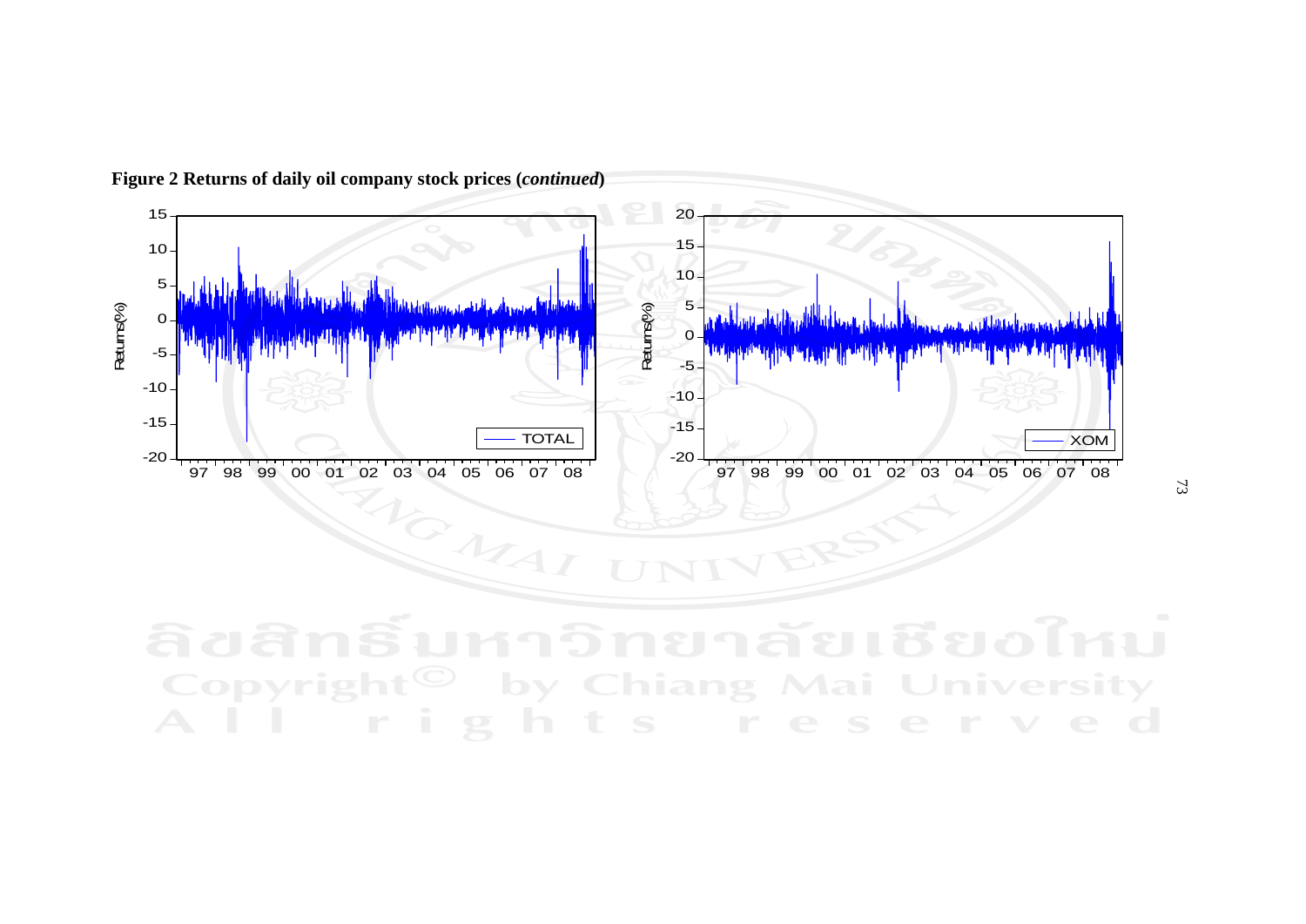**Figure 2 Returns of daily oil company stock prices (*continued*)**

Returns(%)

15
10
5
0
-5
-10
-15
-20

97 98 99 00 01 02 03 04 05 06 07 08

TOTAL

Returns(%)

20
15
10
5
0
-5
-10
-15
-20

97 98 99 00 01 02 03 04 05 06 07 08

XOM